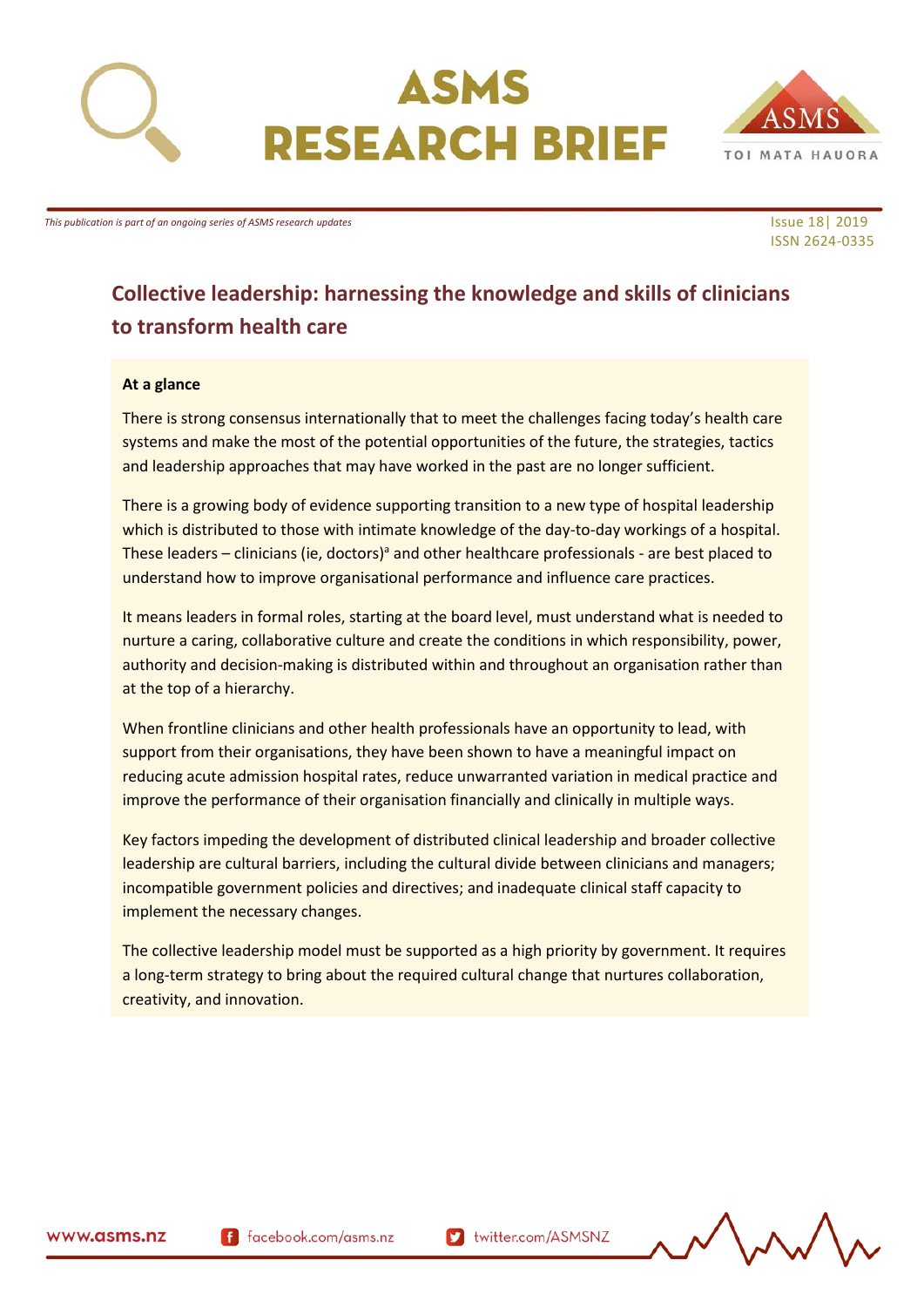# ASMS RESEARCH BRIEF

*This publication is part of an ongoing series of ASMS research updates*

Issue 18| 2019
ISSN 2624-0335

## Collective leadership: harnessing the knowledge and skills of clinicians to transform health care

**At a glance**

There is strong consensus internationally that to meet the challenges facing today's health care systems and make the most of the potential opportunities of the future, the strategies, tactics and leadership approaches that may have worked in the past are no longer sufficient.

There is a growing body of evidence supporting transition to a new type of hospital leadership which is distributed to those with intimate knowledge of the day-to-day workings of a hospital. These leaders – clinicians (ie, doctors)[a] and other healthcare professionals - are best placed to understand how to improve organisational performance and influence care practices.

It means leaders in formal roles, starting at the board level, must understand what is needed to nurture a caring, collaborative culture and create the conditions in which responsibility, power, authority and decision-making is distributed within and throughout an organisation rather than at the top of a hierarchy.

When frontline clinicians and other health professionals have an opportunity to lead, with support from their organisations, they have been shown to have a meaningful impact on reducing acute admission hospital rates, reduce unwarranted variation in medical practice and improve the performance of their organisation financially and clinically in multiple ways.

Key factors impeding the development of distributed clinical leadership and broader collective leadership are cultural barriers, including the cultural divide between clinicians and managers; incompatible government policies and directives; and inadequate clinical staff capacity to implement the necessary changes.

The collective leadership model must be supported as a high priority by government. It requires a long-term strategy to bring about the required cultural change that nurtures collaboration, creativity, and innovation.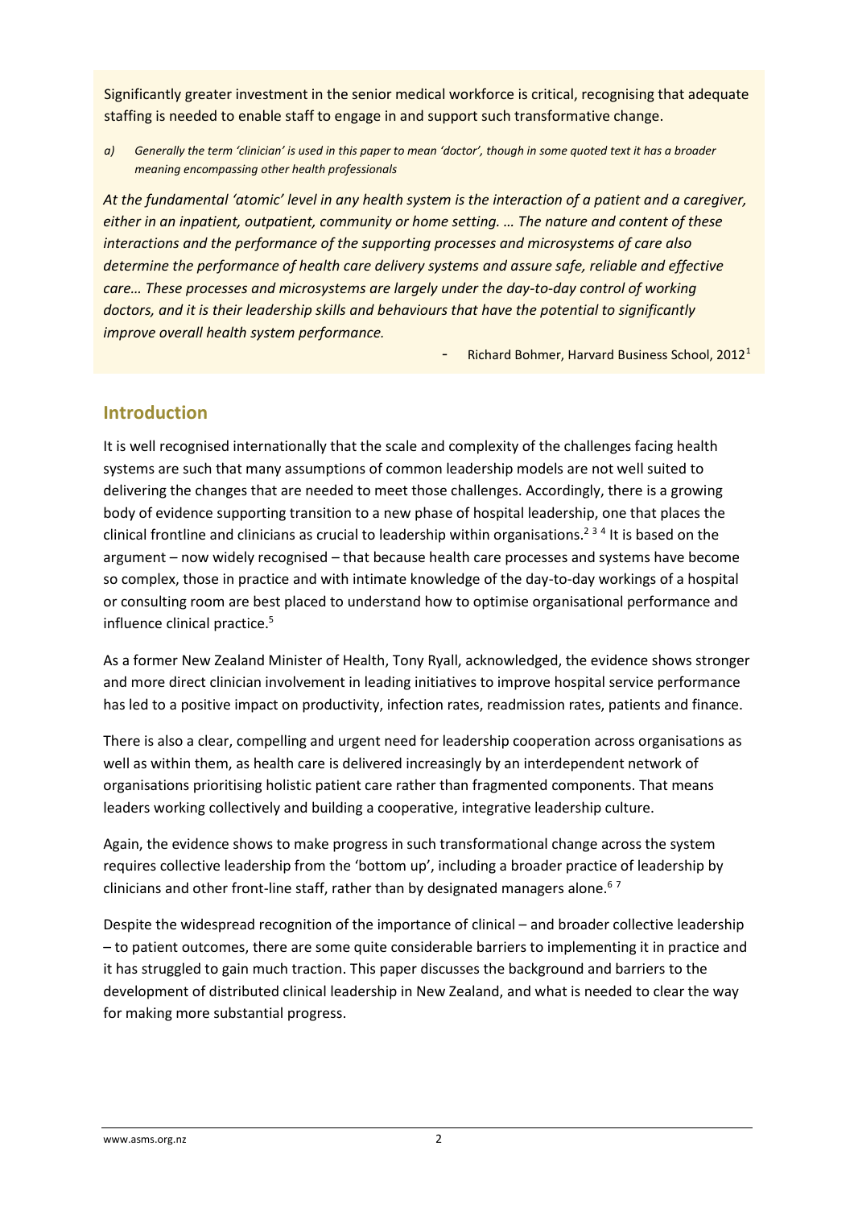Significantly greater investment in the senior medical workforce is critical, recognising that adequate staffing is needed to enable staff to engage in and support such transformative change.

a) *Generally the term 'clinician' is used in this paper to mean 'doctor', though in some quoted text it has a broader meaning encompassing other health professionals*

*At the fundamental 'atomic' level in any health system is the interaction of a patient and a caregiver, either in an inpatient, outpatient, community or home setting. … The nature and content of these interactions and the performance of the supporting processes and microsystems of care also determine the performance of health care delivery systems and assure safe, reliable and effective care… These processes and microsystems are largely under the day-to-day control of working doctors, and it is their leadership skills and behaviours that have the potential to significantly improve overall health system performance.*

- Richard Bohmer, Harvard Business School, 2012[1]

## Introduction

It is well recognised internationally that the scale and complexity of the challenges facing health systems are such that many assumptions of common leadership models are not well suited to delivering the changes that are needed to meet those challenges. Accordingly, there is a growing body of evidence supporting transition to a new phase of hospital leadership, one that places the clinical frontline and clinicians as crucial to leadership within organisations.[2 3 4] It is based on the argument – now widely recognised – that because health care processes and systems have become so complex, those in practice and with intimate knowledge of the day-to-day workings of a hospital or consulting room are best placed to understand how to optimise organisational performance and influence clinical practice.[5]

As a former New Zealand Minister of Health, Tony Ryall, acknowledged, the evidence shows stronger and more direct clinician involvement in leading initiatives to improve hospital service performance has led to a positive impact on productivity, infection rates, readmission rates, patients and finance.

There is also a clear, compelling and urgent need for leadership cooperation across organisations as well as within them, as health care is delivered increasingly by an interdependent network of organisations prioritising holistic patient care rather than fragmented components. That means leaders working collectively and building a cooperative, integrative leadership culture.

Again, the evidence shows to make progress in such transformational change across the system requires collective leadership from the 'bottom up', including a broader practice of leadership by clinicians and other front-line staff, rather than by designated managers alone.[6 7]

Despite the widespread recognition of the importance of clinical – and broader collective leadership – to patient outcomes, there are some quite considerable barriers to implementing it in practice and it has struggled to gain much traction. This paper discusses the background and barriers to the development of distributed clinical leadership in New Zealand, and what is needed to clear the way for making more substantial progress.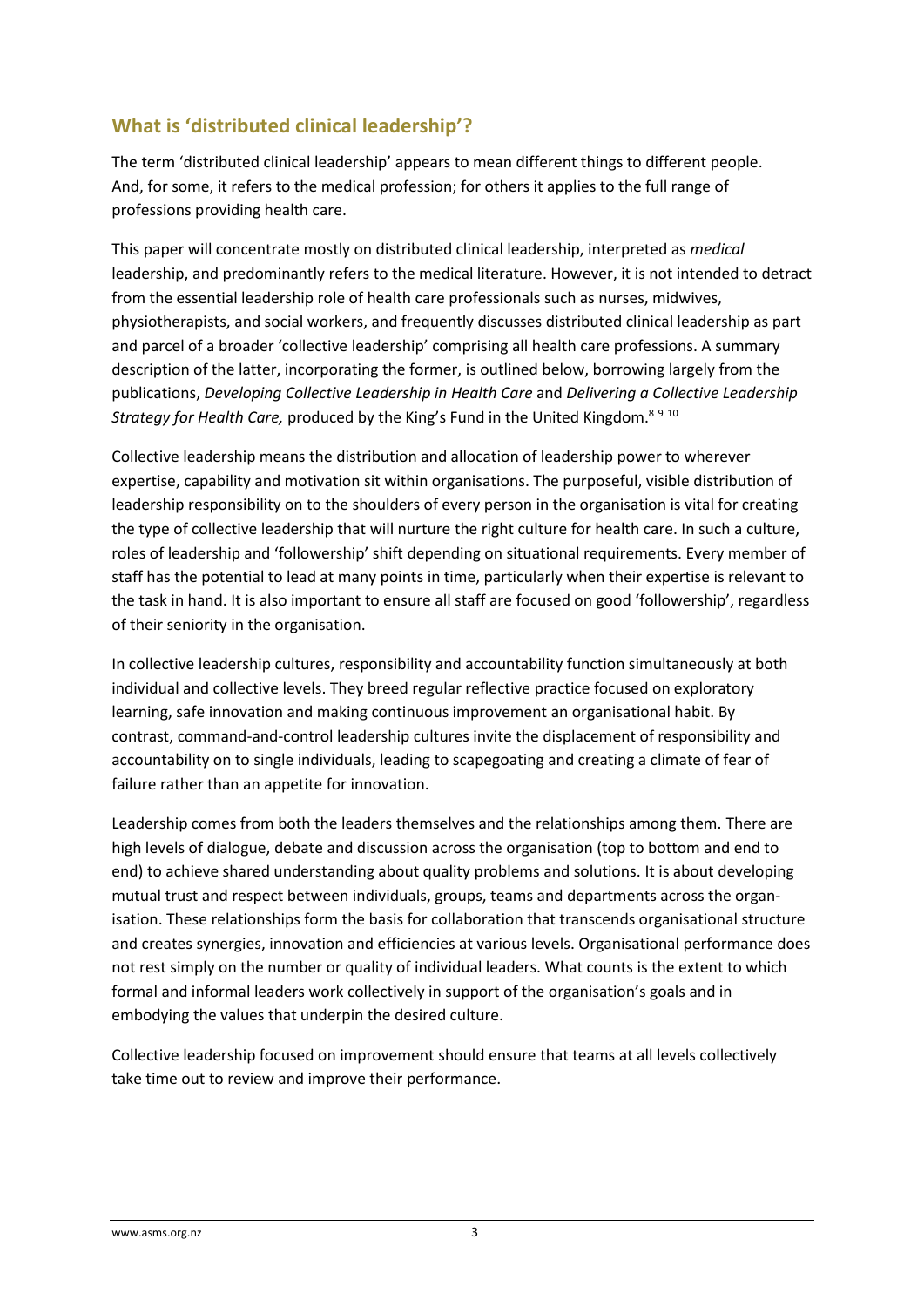## What is 'distributed clinical leadership'?

The term 'distributed clinical leadership' appears to mean different things to different people. And, for some, it refers to the medical profession; for others it applies to the full range of professions providing health care.

This paper will concentrate mostly on distributed clinical leadership, interpreted as *medical* leadership, and predominantly refers to the medical literature. However, it is not intended to detract from the essential leadership role of health care professionals such as nurses, midwives, physiotherapists, and social workers, and frequently discusses distributed clinical leadership as part and parcel of a broader 'collective leadership' comprising all health care professions. A summary description of the latter, incorporating the former, is outlined below, borrowing largely from the publications, *Developing Collective Leadership in Health Care* and *Delivering a Collective Leadership Strategy for Health Care,* produced by the King's Fund in the United Kingdom.[8 9 10]

Collective leadership means the distribution and allocation of leadership power to wherever expertise, capability and motivation sit within organisations. The purposeful, visible distribution of leadership responsibility on to the shoulders of every person in the organisation is vital for creating the type of collective leadership that will nurture the right culture for health care. In such a culture, roles of leadership and 'followership' shift depending on situational requirements. Every member of staff has the potential to lead at many points in time, particularly when their expertise is relevant to the task in hand. It is also important to ensure all staff are focused on good 'followership', regardless of their seniority in the organisation.

In collective leadership cultures, responsibility and accountability function simultaneously at both individual and collective levels. They breed regular reflective practice focused on exploratory learning, safe innovation and making continuous improvement an organisational habit. By contrast, command-and-control leadership cultures invite the displacement of responsibility and accountability on to single individuals, leading to scapegoating and creating a climate of fear of failure rather than an appetite for innovation.

Leadership comes from both the leaders themselves and the relationships among them. There are high levels of dialogue, debate and discussion across the organisation (top to bottom and end to end) to achieve shared understanding about quality problems and solutions. It is about developing mutual trust and respect between individuals, groups, teams and departments across the organisation. These relationships form the basis for collaboration that transcends organisational structure and creates synergies, innovation and efficiencies at various levels. Organisational performance does not rest simply on the number or quality of individual leaders. What counts is the extent to which formal and informal leaders work collectively in support of the organisation's goals and in embodying the values that underpin the desired culture.

Collective leadership focused on improvement should ensure that teams at all levels collectively take time out to review and improve their performance.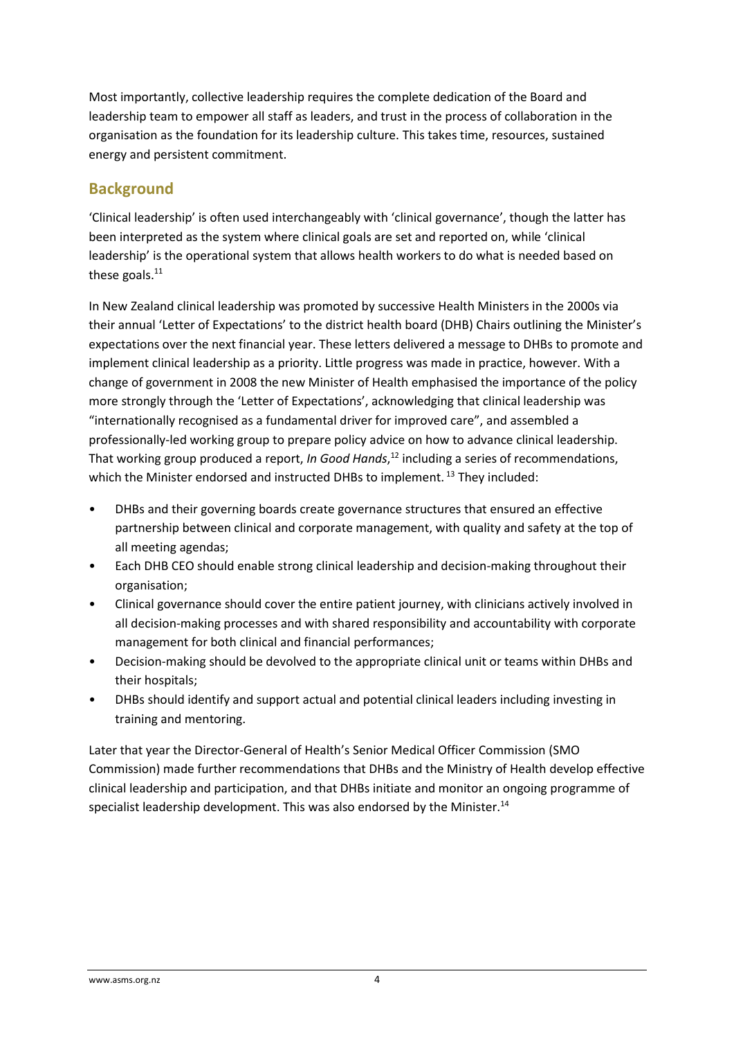Most importantly, collective leadership requires the complete dedication of the Board and leadership team to empower all staff as leaders, and trust in the process of collaboration in the organisation as the foundation for its leadership culture. This takes time, resources, sustained energy and persistent commitment.

## Background

'Clinical leadership' is often used interchangeably with 'clinical governance', though the latter has been interpreted as the system where clinical goals are set and reported on, while 'clinical leadership' is the operational system that allows health workers to do what is needed based on these goals.[11]

In New Zealand clinical leadership was promoted by successive Health Ministers in the 2000s via their annual 'Letter of Expectations' to the district health board (DHB) Chairs outlining the Minister's expectations over the next financial year. These letters delivered a message to DHBs to promote and implement clinical leadership as a priority. Little progress was made in practice, however. With a change of government in 2008 the new Minister of Health emphasised the importance of the policy more strongly through the 'Letter of Expectations', acknowledging that clinical leadership was "internationally recognised as a fundamental driver for improved care", and assembled a professionally-led working group to prepare policy advice on how to advance clinical leadership. That working group produced a report, *In Good Hands*,[12] including a series of recommendations, which the Minister endorsed and instructed DHBs to implement.[13] They included:

- DHBs and their governing boards create governance structures that ensured an effective partnership between clinical and corporate management, with quality and safety at the top of all meeting agendas;
- Each DHB CEO should enable strong clinical leadership and decision-making throughout their organisation;
- Clinical governance should cover the entire patient journey, with clinicians actively involved in all decision-making processes and with shared responsibility and accountability with corporate management for both clinical and financial performances;
- Decision-making should be devolved to the appropriate clinical unit or teams within DHBs and their hospitals;
- DHBs should identify and support actual and potential clinical leaders including investing in training and mentoring.

Later that year the Director-General of Health's Senior Medical Officer Commission (SMO Commission) made further recommendations that DHBs and the Ministry of Health develop effective clinical leadership and participation, and that DHBs initiate and monitor an ongoing programme of specialist leadership development. This was also endorsed by the Minister.[14]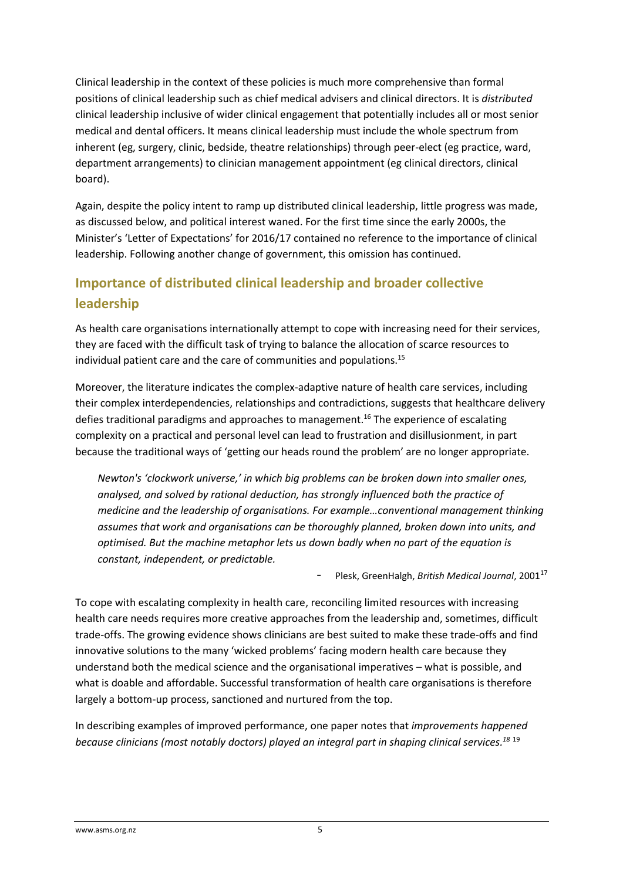Clinical leadership in the context of these policies is much more comprehensive than formal positions of clinical leadership such as chief medical advisers and clinical directors. It is *distributed* clinical leadership inclusive of wider clinical engagement that potentially includes all or most senior medical and dental officers. It means clinical leadership must include the whole spectrum from inherent (eg, surgery, clinic, bedside, theatre relationships) through peer-elect (eg practice, ward, department arrangements) to clinician management appointment (eg clinical directors, clinical board).

Again, despite the policy intent to ramp up distributed clinical leadership, little progress was made, as discussed below, and political interest waned. For the first time since the early 2000s, the Minister's 'Letter of Expectations' for 2016/17 contained no reference to the importance of clinical leadership. Following another change of government, this omission has continued.

## Importance of distributed clinical leadership and broader collective leadership

As health care organisations internationally attempt to cope with increasing need for their services, they are faced with the difficult task of trying to balance the allocation of scarce resources to individual patient care and the care of communities and populations.[15]

Moreover, the literature indicates the complex-adaptive nature of health care services, including their complex interdependencies, relationships and contradictions, suggests that healthcare delivery defies traditional paradigms and approaches to management.[16] The experience of escalating complexity on a practical and personal level can lead to frustration and disillusionment, in part because the traditional ways of 'getting our heads round the problem' are no longer appropriate.

> *Newton's 'clockwork universe,' in which big problems can be broken down into smaller ones, analysed, and solved by rational deduction, has strongly influenced both the practice of medicine and the leadership of organisations. For example…conventional management thinking assumes that work and organisations can be thoroughly planned, broken down into units, and optimised. But the machine metaphor lets us down badly when no part of the equation is constant, independent, or predictable.*
>
> - Plesk, GreenHalgh, *British Medical Journal*, 2001[17]

To cope with escalating complexity in health care, reconciling limited resources with increasing health care needs requires more creative approaches from the leadership and, sometimes, difficult trade-offs. The growing evidence shows clinicians are best suited to make these trade-offs and find innovative solutions to the many 'wicked problems' facing modern health care because they understand both the medical science and the organisational imperatives – what is possible, and what is doable and affordable. Successful transformation of health care organisations is therefore largely a bottom-up process, sanctioned and nurtured from the top.

In describing examples of improved performance, one paper notes that *improvements happened because clinicians (most notably doctors) played an integral part in shaping clinical services.*[18] [19]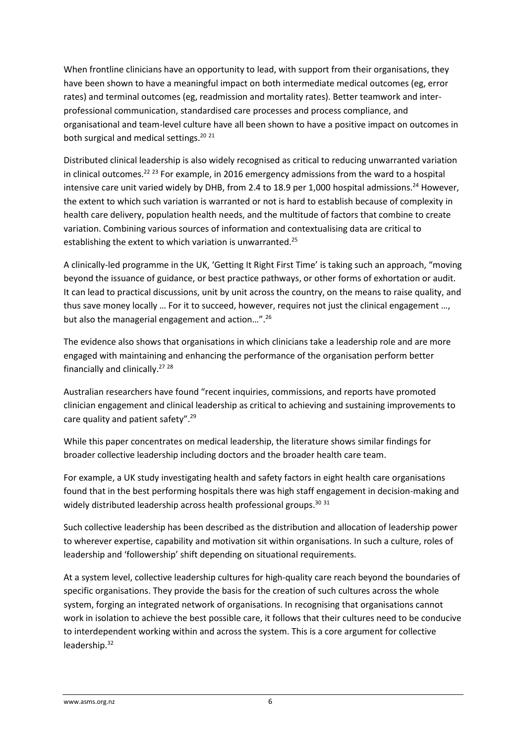When frontline clinicians have an opportunity to lead, with support from their organisations, they have been shown to have a meaningful impact on both intermediate medical outcomes (eg, error rates) and terminal outcomes (eg, readmission and mortality rates). Better teamwork and inter-professional communication, standardised care processes and process compliance, and organisational and team-level culture have all been shown to have a positive impact on outcomes in both surgical and medical settings.[20 21]

Distributed clinical leadership is also widely recognised as critical to reducing unwarranted variation in clinical outcomes.[22 23] For example, in 2016 emergency admissions from the ward to a hospital intensive care unit varied widely by DHB, from 2.4 to 18.9 per 1,000 hospital admissions.[24] However, the extent to which such variation is warranted or not is hard to establish because of complexity in health care delivery, population health needs, and the multitude of factors that combine to create variation. Combining various sources of information and contextualising data are critical to establishing the extent to which variation is unwarranted.[25]

A clinically-led programme in the UK, 'Getting It Right First Time' is taking such an approach, "moving beyond the issuance of guidance, or best practice pathways, or other forms of exhortation or audit. It can lead to practical discussions, unit by unit across the country, on the means to raise quality, and thus save money locally … For it to succeed, however, requires not just the clinical engagement …, but also the managerial engagement and action…".[26]

The evidence also shows that organisations in which clinicians take a leadership role and are more engaged with maintaining and enhancing the performance of the organisation perform better financially and clinically.[27 28]

Australian researchers have found "recent inquiries, commissions, and reports have promoted clinician engagement and clinical leadership as critical to achieving and sustaining improvements to care quality and patient safety".[29]

While this paper concentrates on medical leadership, the literature shows similar findings for broader collective leadership including doctors and the broader health care team.

For example, a UK study investigating health and safety factors in eight health care organisations found that in the best performing hospitals there was high staff engagement in decision-making and widely distributed leadership across health professional groups.[30 31]

Such collective leadership has been described as the distribution and allocation of leadership power to wherever expertise, capability and motivation sit within organisations. In such a culture, roles of leadership and 'followership' shift depending on situational requirements.

At a system level, collective leadership cultures for high-quality care reach beyond the boundaries of specific organisations. They provide the basis for the creation of such cultures across the whole system, forging an integrated network of organisations. In recognising that organisations cannot work in isolation to achieve the best possible care, it follows that their cultures need to be conducive to interdependent working within and across the system. This is a core argument for collective leadership.[32]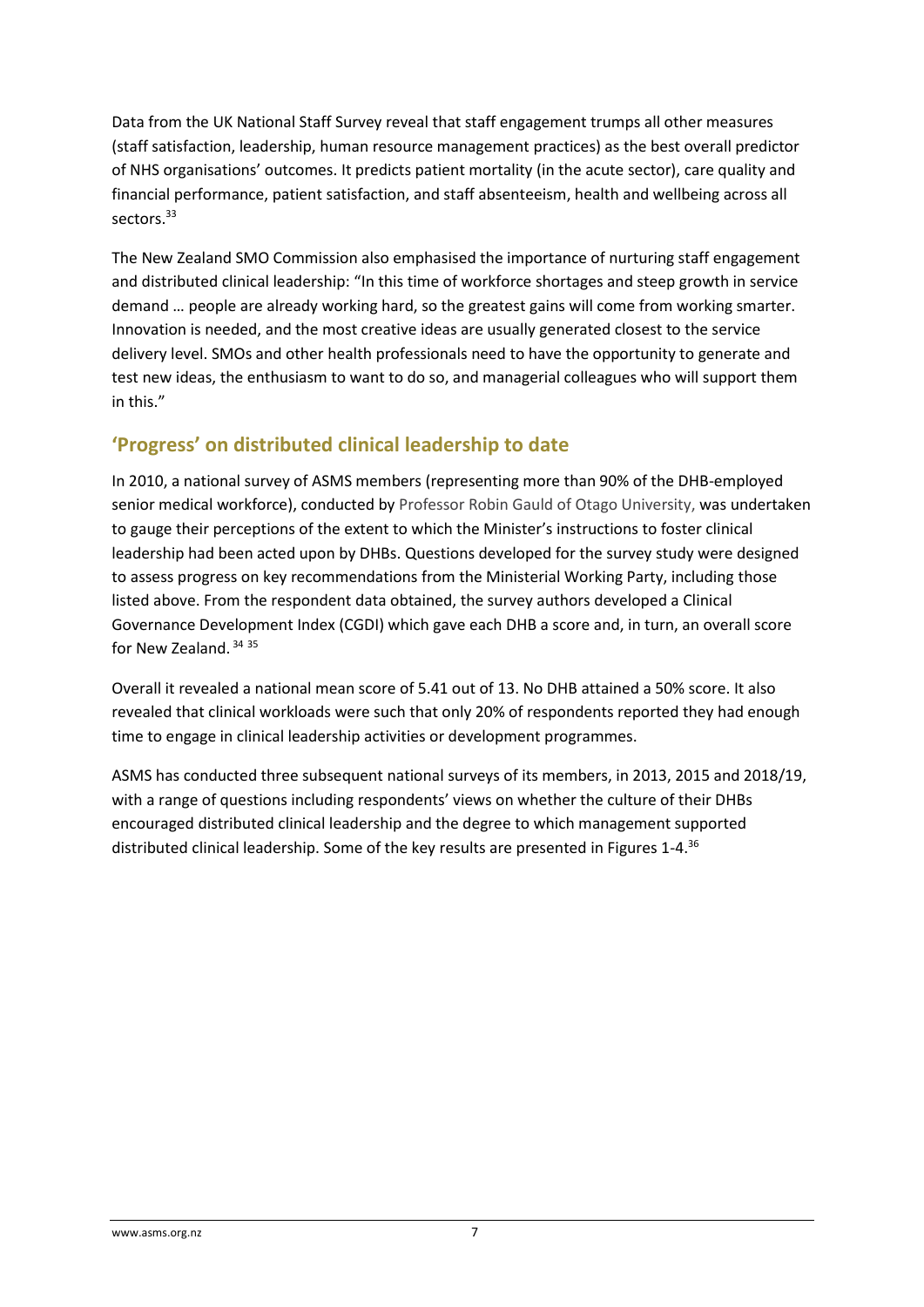Data from the UK National Staff Survey reveal that staff engagement trumps all other measures (staff satisfaction, leadership, human resource management practices) as the best overall predictor of NHS organisations' outcomes. It predicts patient mortality (in the acute sector), care quality and financial performance, patient satisfaction, and staff absenteeism, health and wellbeing across all sectors.[33]

The New Zealand SMO Commission also emphasised the importance of nurturing staff engagement and distributed clinical leadership: "In this time of workforce shortages and steep growth in service demand … people are already working hard, so the greatest gains will come from working smarter. Innovation is needed, and the most creative ideas are usually generated closest to the service delivery level. SMOs and other health professionals need to have the opportunity to generate and test new ideas, the enthusiasm to want to do so, and managerial colleagues who will support them in this."

## 'Progress' on distributed clinical leadership to date

In 2010, a national survey of ASMS members (representing more than 90% of the DHB-employed senior medical workforce), conducted by Professor Robin Gauld of Otago University, was undertaken to gauge their perceptions of the extent to which the Minister's instructions to foster clinical leadership had been acted upon by DHBs. Questions developed for the survey study were designed to assess progress on key recommendations from the Ministerial Working Party, including those listed above. From the respondent data obtained, the survey authors developed a Clinical Governance Development Index (CGDI) which gave each DHB a score and, in turn, an overall score for New Zealand.[34 35]

Overall it revealed a national mean score of 5.41 out of 13. No DHB attained a 50% score. It also revealed that clinical workloads were such that only 20% of respondents reported they had enough time to engage in clinical leadership activities or development programmes.

ASMS has conducted three subsequent national surveys of its members, in 2013, 2015 and 2018/19, with a range of questions including respondents' views on whether the culture of their DHBs encouraged distributed clinical leadership and the degree to which management supported distributed clinical leadership. Some of the key results are presented in Figures 1-4.[36]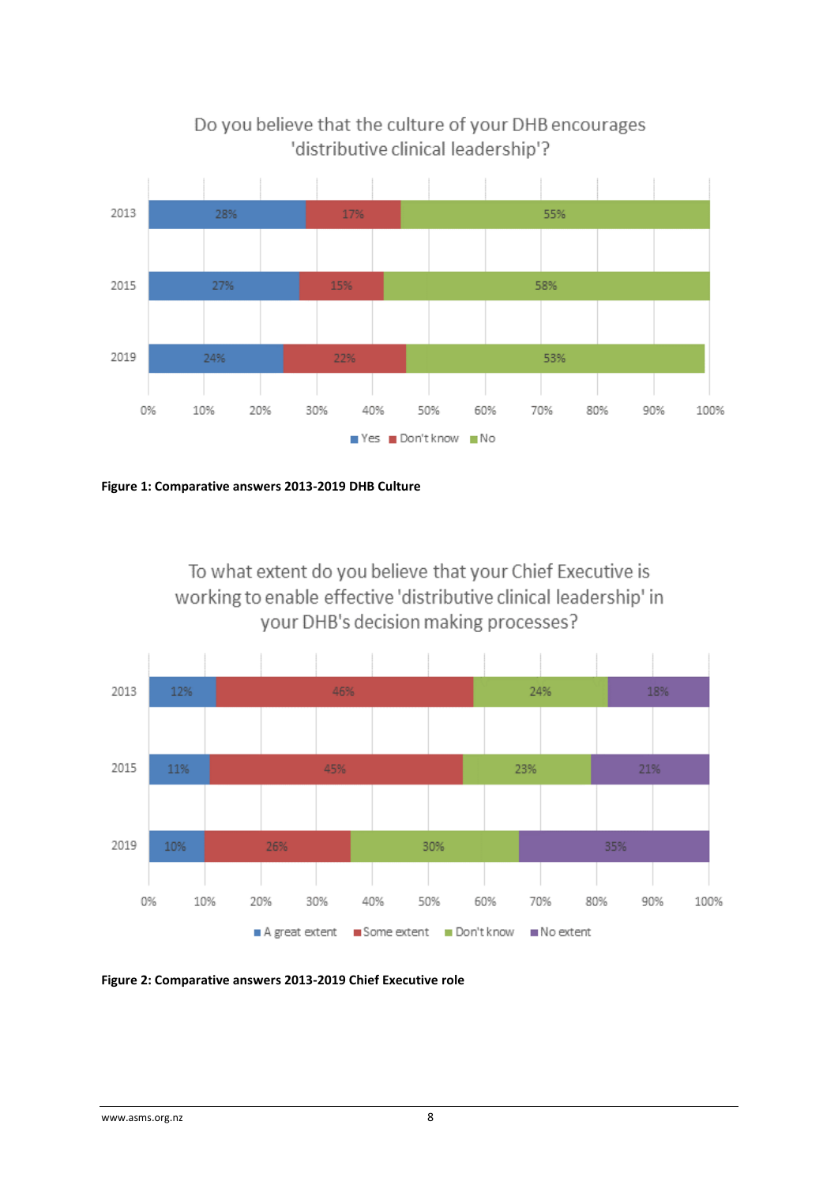Do you believe that the culture of your DHB encourages 'distributive clinical leadership'?

| Year | Yes | Don't know | No |
|---|---|---|---|
| 2013 | 28% | 17% | 55% |
| 2015 | 27% | 15% | 58% |
| 2019 | 24% | 22% | 53% |

**Figure 1: Comparative answers 2013-2019 DHB Culture**

To what extent do you believe that your Chief Executive is working to enable effective 'distributive clinical leadership' in your DHB's decision making processes?

| Year | A great extent | Some extent | Don't know | No extent |
|---|---|---|---|---|
| 2013 | 12% | 46% | 24% | 18% |
| 2015 | 11% | 45% | 23% | 21% |
| 2019 | 10% | 26% | 30% | 35% |

**Figure 2: Comparative answers 2013-2019 Chief Executive role**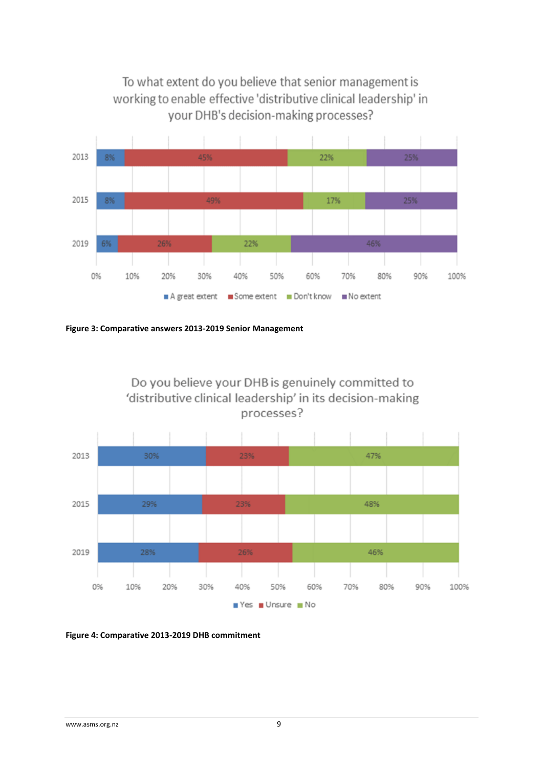To what extent do you believe that senior management is working to enable effective 'distributive clinical leadership' in your DHB's decision-making processes?

| | A great extent | Some extent | Don't know | No extent |
|---|---|---|---|---|
| 2013 | 8% | 45% | 22% | 25% |
| 2015 | 8% | 49% | 17% | 25% |
| 2019 | 6% | 26% | 22% | 46% |

**Figure 3: Comparative answers 2013-2019 Senior Management**

Do you believe your DHB is genuinely committed to 'distributive clinical leadership' in its decision-making processes?

| | Yes | Unsure | No |
|---|---|---|---|
| 2013 | 30% | 23% | 47% |
| 2015 | 29% | 23% | 48% |
| 2019 | 28% | 26% | 46% |

**Figure 4: Comparative 2013-2019 DHB commitment**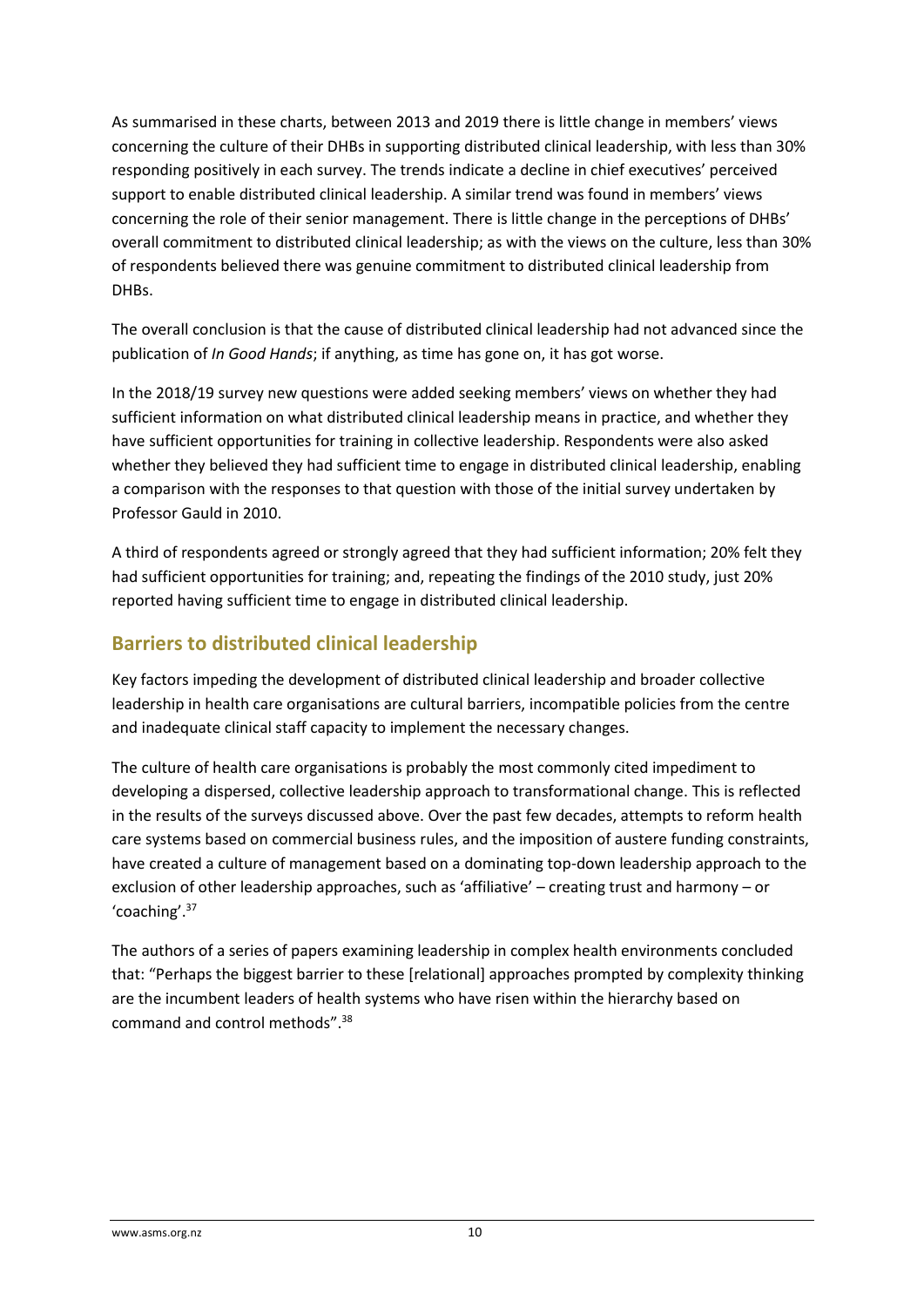As summarised in these charts, between 2013 and 2019 there is little change in members' views concerning the culture of their DHBs in supporting distributed clinical leadership, with less than 30% responding positively in each survey. The trends indicate a decline in chief executives' perceived support to enable distributed clinical leadership. A similar trend was found in members' views concerning the role of their senior management. There is little change in the perceptions of DHBs' overall commitment to distributed clinical leadership; as with the views on the culture, less than 30% of respondents believed there was genuine commitment to distributed clinical leadership from DHBs.

The overall conclusion is that the cause of distributed clinical leadership had not advanced since the publication of *In Good Hands*; if anything, as time has gone on, it has got worse.

In the 2018/19 survey new questions were added seeking members' views on whether they had sufficient information on what distributed clinical leadership means in practice, and whether they have sufficient opportunities for training in collective leadership. Respondents were also asked whether they believed they had sufficient time to engage in distributed clinical leadership, enabling a comparison with the responses to that question with those of the initial survey undertaken by Professor Gauld in 2010.

A third of respondents agreed or strongly agreed that they had sufficient information; 20% felt they had sufficient opportunities for training; and, repeating the findings of the 2010 study, just 20% reported having sufficient time to engage in distributed clinical leadership.

## Barriers to distributed clinical leadership

Key factors impeding the development of distributed clinical leadership and broader collective leadership in health care organisations are cultural barriers, incompatible policies from the centre and inadequate clinical staff capacity to implement the necessary changes.

The culture of health care organisations is probably the most commonly cited impediment to developing a dispersed, collective leadership approach to transformational change. This is reflected in the results of the surveys discussed above. Over the past few decades, attempts to reform health care systems based on commercial business rules, and the imposition of austere funding constraints, have created a culture of management based on a dominating top-down leadership approach to the exclusion of other leadership approaches, such as 'affiliative' – creating trust and harmony – or 'coaching'.[37]

The authors of a series of papers examining leadership in complex health environments concluded that: "Perhaps the biggest barrier to these [relational] approaches prompted by complexity thinking are the incumbent leaders of health systems who have risen within the hierarchy based on command and control methods".[38]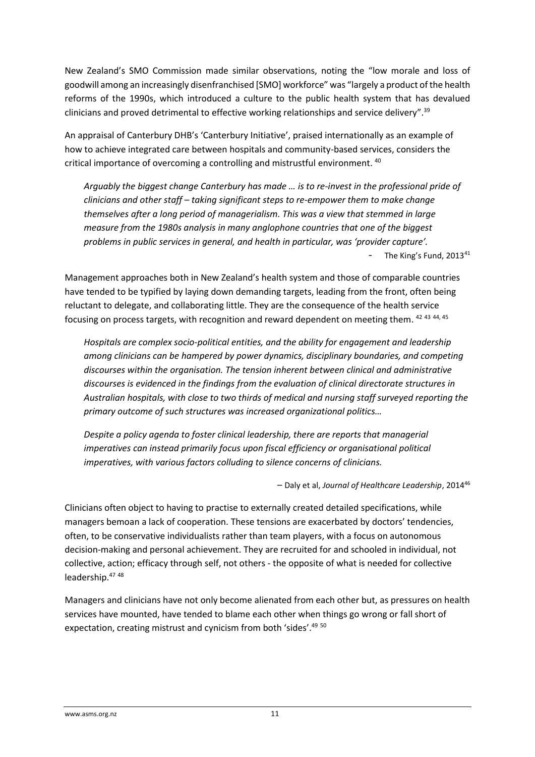New Zealand's SMO Commission made similar observations, noting the "low morale and loss of goodwill among an increasingly disenfranchised [SMO] workforce" was "largely a product of the health reforms of the 1990s, which introduced a culture to the public health system that has devalued clinicians and proved detrimental to effective working relationships and service delivery".[39]

An appraisal of Canterbury DHB's 'Canterbury Initiative', praised internationally as an example of how to achieve integrated care between hospitals and community-based services, considers the critical importance of overcoming a controlling and mistrustful environment.[40]

> *Arguably the biggest change Canterbury has made … is to re-invest in the professional pride of clinicians and other staff – taking significant steps to re-empower them to make change themselves after a long period of managerialism. This was a view that stemmed in large measure from the 1980s analysis in many anglophone countries that one of the biggest problems in public services in general, and health in particular, was 'provider capture'.*
>
> \- The King's Fund, 2013[41]

Management approaches both in New Zealand's health system and those of comparable countries have tended to be typified by laying down demanding targets, leading from the front, often being reluctant to delegate, and collaborating little. They are the consequence of the health service focusing on process targets, with recognition and reward dependent on meeting them.[42 43 44, 45]

> *Hospitals are complex socio-political entities, and the ability for engagement and leadership among clinicians can be hampered by power dynamics, disciplinary boundaries, and competing discourses within the organisation. The tension inherent between clinical and administrative discourses is evidenced in the findings from the evaluation of clinical directorate structures in Australian hospitals, with close to two thirds of medical and nursing staff surveyed reporting the primary outcome of such structures was increased organizational politics…*
>
> *Despite a policy agenda to foster clinical leadership, there are reports that managerial imperatives can instead primarily focus upon fiscal efficiency or organisational political imperatives, with various factors colluding to silence concerns of clinicians.*
>
> – Daly et al, *Journal of Healthcare Leadership*, 2014[46]

Clinicians often object to having to practise to externally created detailed specifications, while managers bemoan a lack of cooperation. These tensions are exacerbated by doctors' tendencies, often, to be conservative individualists rather than team players, with a focus on autonomous decision-making and personal achievement. They are recruited for and schooled in individual, not collective, action; efficacy through self, not others - the opposite of what is needed for collective leadership.[47 48]

Managers and clinicians have not only become alienated from each other but, as pressures on health services have mounted, have tended to blame each other when things go wrong or fall short of expectation, creating mistrust and cynicism from both 'sides'.[49 50]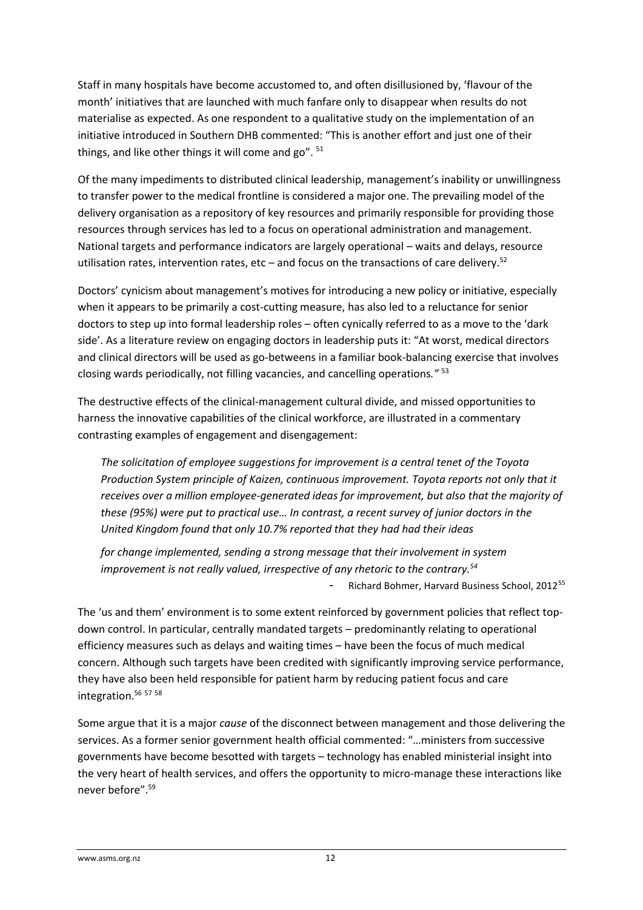Staff in many hospitals have become accustomed to, and often disillusioned by, 'flavour of the month' initiatives that are launched with much fanfare only to disappear when results do not materialise as expected. As one respondent to a qualitative study on the implementation of an initiative introduced in Southern DHB commented: "This is another effort and just one of their things, and like other things it will come and go". [51]

Of the many impediments to distributed clinical leadership, management's inability or unwillingness to transfer power to the medical frontline is considered a major one. The prevailing model of the delivery organisation as a repository of key resources and primarily responsible for providing those resources through services has led to a focus on operational administration and management. National targets and performance indicators are largely operational – waits and delays, resource utilisation rates, intervention rates, etc – and focus on the transactions of care delivery.[52]

Doctors' cynicism about management's motives for introducing a new policy or initiative, especially when it appears to be primarily a cost-cutting measure, has also led to a reluctance for senior doctors to step up into formal leadership roles – often cynically referred to as a move to the 'dark side'. As a literature review on engaging doctors in leadership puts it: "At worst, medical directors and clinical directors will be used as go-betweens in a familiar book-balancing exercise that involves closing wards periodically, not filling vacancies, and cancelling operations*."* [53]

The destructive effects of the clinical-management cultural divide, and missed opportunities to harness the innovative capabilities of the clinical workforce, are illustrated in a commentary contrasting examples of engagement and disengagement:

> *The solicitation of employee suggestions for improvement is a central tenet of the Toyota Production System principle of Kaizen, continuous improvement. Toyota reports not only that it receives over a million employee-generated ideas for improvement, but also that the majority of these (95%) were put to practical use… In contrast, a recent survey of junior doctors in the United Kingdom found that only 10.7% reported that they had had their ideas for change implemented, sending a strong message that their involvement in system improvement is not really valued, irrespective of any rhetoric to the contrary.[54]*
>
> - Richard Bohmer, Harvard Business School, 2012[55]

The 'us and them' environment is to some extent reinforced by government policies that reflect top-down control. In particular, centrally mandated targets – predominantly relating to operational efficiency measures such as delays and waiting times – have been the focus of much medical concern. Although such targets have been credited with significantly improving service performance, they have also been held responsible for patient harm by reducing patient focus and care integration.[56 57 58]

Some argue that it is a major *cause* of the disconnect between management and those delivering the services. As a former senior government health official commented: "…ministers from successive governments have become besotted with targets – technology has enabled ministerial insight into the very heart of health services, and offers the opportunity to micro-manage these interactions like never before".[59]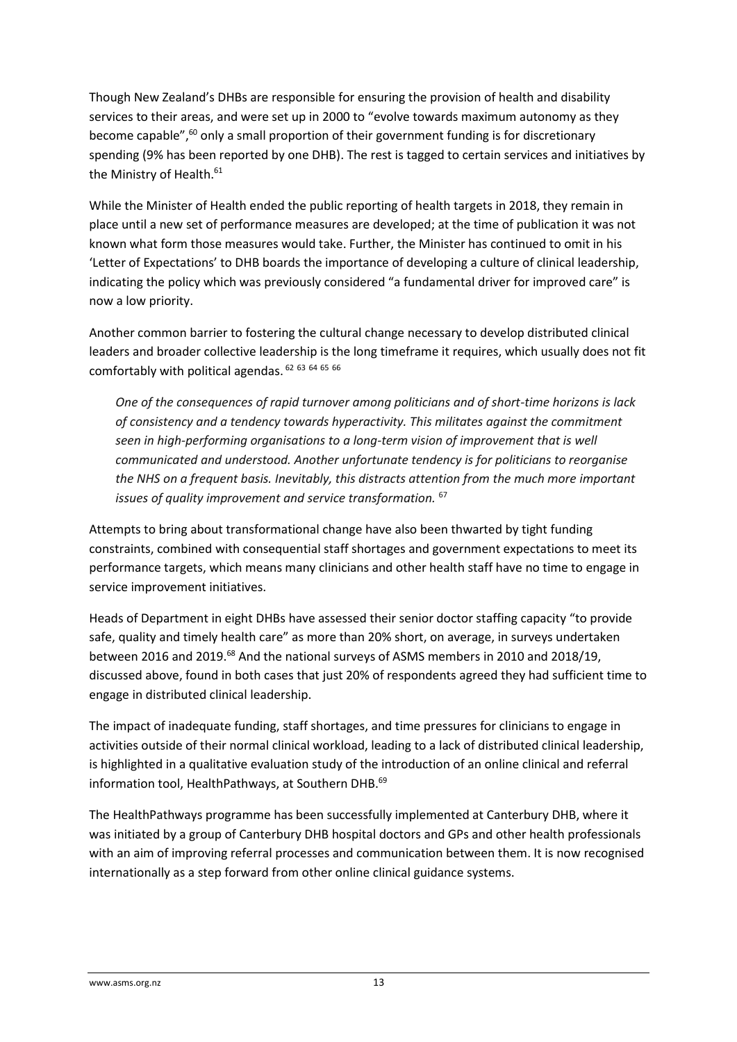Though New Zealand's DHBs are responsible for ensuring the provision of health and disability services to their areas, and were set up in 2000 to "evolve towards maximum autonomy as they become capable",[60] only a small proportion of their government funding is for discretionary spending (9% has been reported by one DHB). The rest is tagged to certain services and initiatives by the Ministry of Health.[61]

While the Minister of Health ended the public reporting of health targets in 2018, they remain in place until a new set of performance measures are developed; at the time of publication it was not known what form those measures would take. Further, the Minister has continued to omit in his 'Letter of Expectations' to DHB boards the importance of developing a culture of clinical leadership, indicating the policy which was previously considered "a fundamental driver for improved care" is now a low priority.

Another common barrier to fostering the cultural change necessary to develop distributed clinical leaders and broader collective leadership is the long timeframe it requires, which usually does not fit comfortably with political agendas.[62] [63] [64] [65] [66]

> *One of the consequences of rapid turnover among politicians and of short-time horizons is lack of consistency and a tendency towards hyperactivity. This militates against the commitment seen in high-performing organisations to a long-term vision of improvement that is well communicated and understood. Another unfortunate tendency is for politicians to reorganise the NHS on a frequent basis. Inevitably, this distracts attention from the much more important issues of quality improvement and service transformation.* [67]

Attempts to bring about transformational change have also been thwarted by tight funding constraints, combined with consequential staff shortages and government expectations to meet its performance targets, which means many clinicians and other health staff have no time to engage in service improvement initiatives.

Heads of Department in eight DHBs have assessed their senior doctor staffing capacity "to provide safe, quality and timely health care" as more than 20% short, on average, in surveys undertaken between 2016 and 2019.[68] And the national surveys of ASMS members in 2010 and 2018/19, discussed above, found in both cases that just 20% of respondents agreed they had sufficient time to engage in distributed clinical leadership.

The impact of inadequate funding, staff shortages, and time pressures for clinicians to engage in activities outside of their normal clinical workload, leading to a lack of distributed clinical leadership, is highlighted in a qualitative evaluation study of the introduction of an online clinical and referral information tool, HealthPathways, at Southern DHB.[69]

The HealthPathways programme has been successfully implemented at Canterbury DHB, where it was initiated by a group of Canterbury DHB hospital doctors and GPs and other health professionals with an aim of improving referral processes and communication between them. It is now recognised internationally as a step forward from other online clinical guidance systems.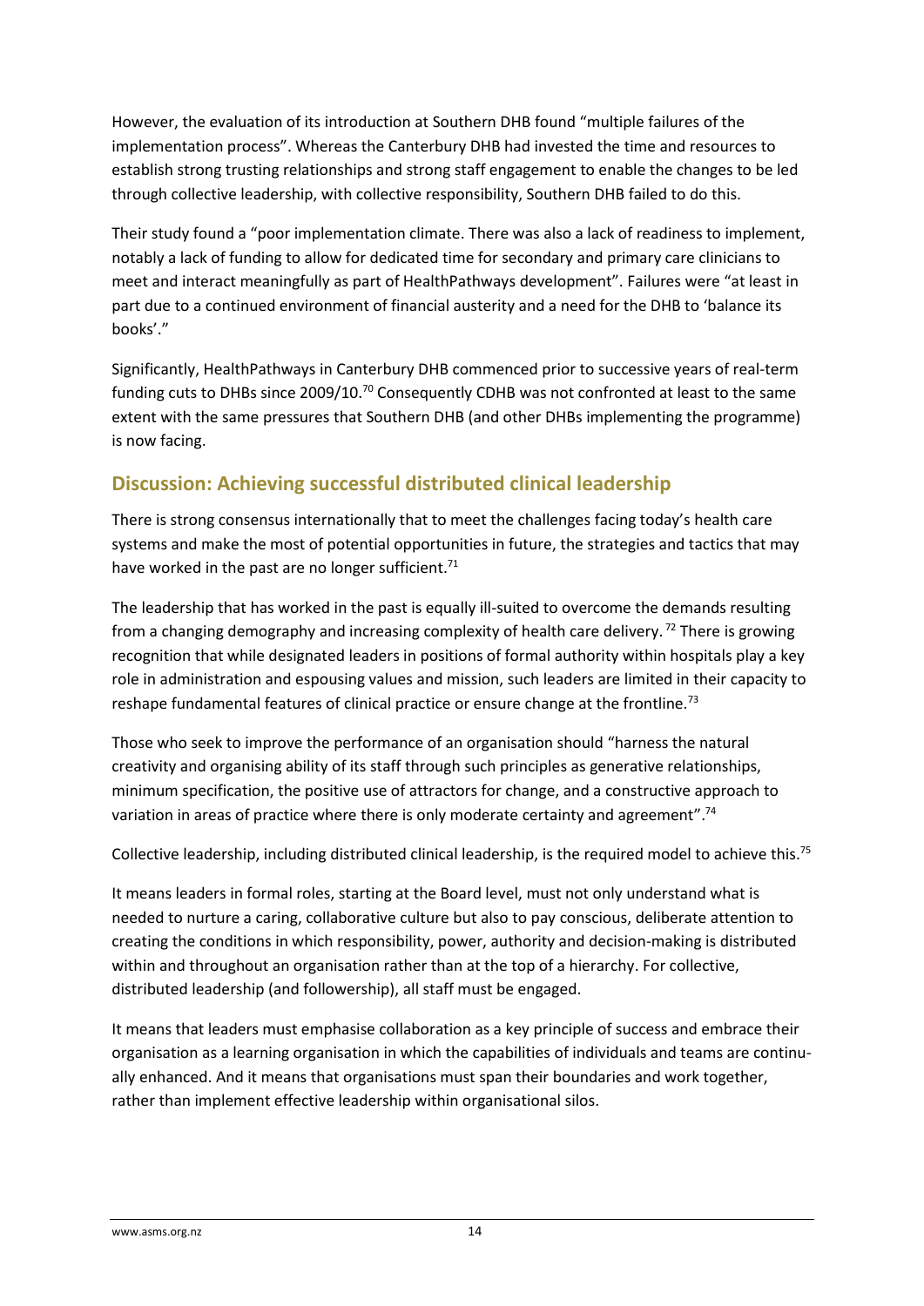However, the evaluation of its introduction at Southern DHB found "multiple failures of the implementation process". Whereas the Canterbury DHB had invested the time and resources to establish strong trusting relationships and strong staff engagement to enable the changes to be led through collective leadership, with collective responsibility, Southern DHB failed to do this.

Their study found a "poor implementation climate. There was also a lack of readiness to implement, notably a lack of funding to allow for dedicated time for secondary and primary care clinicians to meet and interact meaningfully as part of HealthPathways development". Failures were "at least in part due to a continued environment of financial austerity and a need for the DHB to 'balance its books'."

Significantly, HealthPathways in Canterbury DHB commenced prior to successive years of real-term funding cuts to DHBs since 2009/10.[70] Consequently CDHB was not confronted at least to the same extent with the same pressures that Southern DHB (and other DHBs implementing the programme) is now facing.

## Discussion: Achieving successful distributed clinical leadership

There is strong consensus internationally that to meet the challenges facing today's health care systems and make the most of potential opportunities in future, the strategies and tactics that may have worked in the past are no longer sufficient.[71]

The leadership that has worked in the past is equally ill-suited to overcome the demands resulting from a changing demography and increasing complexity of health care delivery.[72] There is growing recognition that while designated leaders in positions of formal authority within hospitals play a key role in administration and espousing values and mission, such leaders are limited in their capacity to reshape fundamental features of clinical practice or ensure change at the frontline.[73]

Those who seek to improve the performance of an organisation should "harness the natural creativity and organising ability of its staff through such principles as generative relationships, minimum specification, the positive use of attractors for change, and a constructive approach to variation in areas of practice where there is only moderate certainty and agreement".[74]

Collective leadership, including distributed clinical leadership, is the required model to achieve this.[75]

It means leaders in formal roles, starting at the Board level, must not only understand what is needed to nurture a caring, collaborative culture but also to pay conscious, deliberate attention to creating the conditions in which responsibility, power, authority and decision-making is distributed within and throughout an organisation rather than at the top of a hierarchy. For collective, distributed leadership (and followership), all staff must be engaged.

It means that leaders must emphasise collaboration as a key principle of success and embrace their organisation as a learning organisation in which the capabilities of individuals and teams are continually enhanced. And it means that organisations must span their boundaries and work together, rather than implement effective leadership within organisational silos.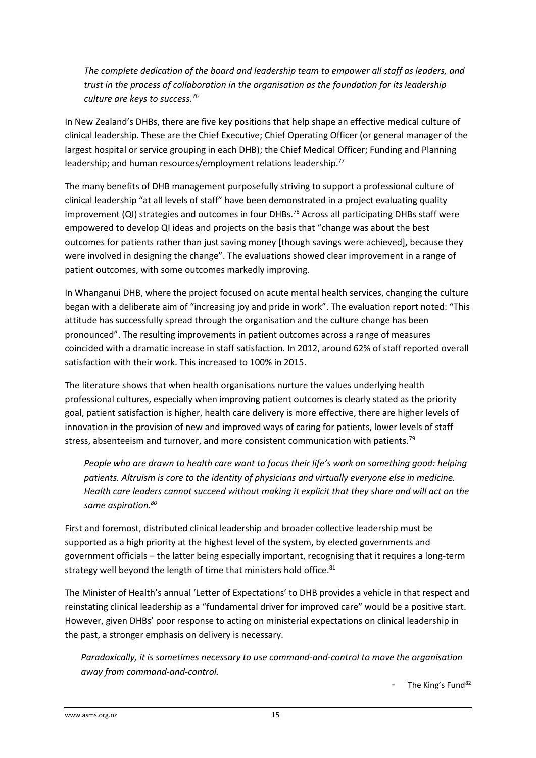*The complete dedication of the board and leadership team to empower all staff as leaders, and trust in the process of collaboration in the organisation as the foundation for its leadership culture are keys to success.*[76]

In New Zealand's DHBs, there are five key positions that help shape an effective medical culture of clinical leadership. These are the Chief Executive; Chief Operating Officer (or general manager of the largest hospital or service grouping in each DHB); the Chief Medical Officer; Funding and Planning leadership; and human resources/employment relations leadership.[77]

The many benefits of DHB management purposefully striving to support a professional culture of clinical leadership "at all levels of staff" have been demonstrated in a project evaluating quality improvement (QI) strategies and outcomes in four DHBs.[78] Across all participating DHBs staff were empowered to develop QI ideas and projects on the basis that "change was about the best outcomes for patients rather than just saving money [though savings were achieved], because they were involved in designing the change". The evaluations showed clear improvement in a range of patient outcomes, with some outcomes markedly improving.

In Whanganui DHB, where the project focused on acute mental health services, changing the culture began with a deliberate aim of "increasing joy and pride in work". The evaluation report noted: "This attitude has successfully spread through the organisation and the culture change has been pronounced". The resulting improvements in patient outcomes across a range of measures coincided with a dramatic increase in staff satisfaction. In 2012, around 62% of staff reported overall satisfaction with their work. This increased to 100% in 2015.

The literature shows that when health organisations nurture the values underlying health professional cultures, especially when improving patient outcomes is clearly stated as the priority goal, patient satisfaction is higher, health care delivery is more effective, there are higher levels of innovation in the provision of new and improved ways of caring for patients, lower levels of staff stress, absenteeism and turnover, and more consistent communication with patients.[79]

*People who are drawn to health care want to focus their life's work on something good: helping patients. Altruism is core to the identity of physicians and virtually everyone else in medicine. Health care leaders cannot succeed without making it explicit that they share and will act on the same aspiration.*[80]

First and foremost, distributed clinical leadership and broader collective leadership must be supported as a high priority at the highest level of the system, by elected governments and government officials – the latter being especially important, recognising that it requires a long-term strategy well beyond the length of time that ministers hold office.[81]

The Minister of Health's annual 'Letter of Expectations' to DHB provides a vehicle in that respect and reinstating clinical leadership as a "fundamental driver for improved care" would be a positive start. However, given DHBs' poor response to acting on ministerial expectations on clinical leadership in the past, a stronger emphasis on delivery is necessary.

*Paradoxically, it is sometimes necessary to use command-and-control to move the organisation away from command-and-control.*

- The King's Fund[82]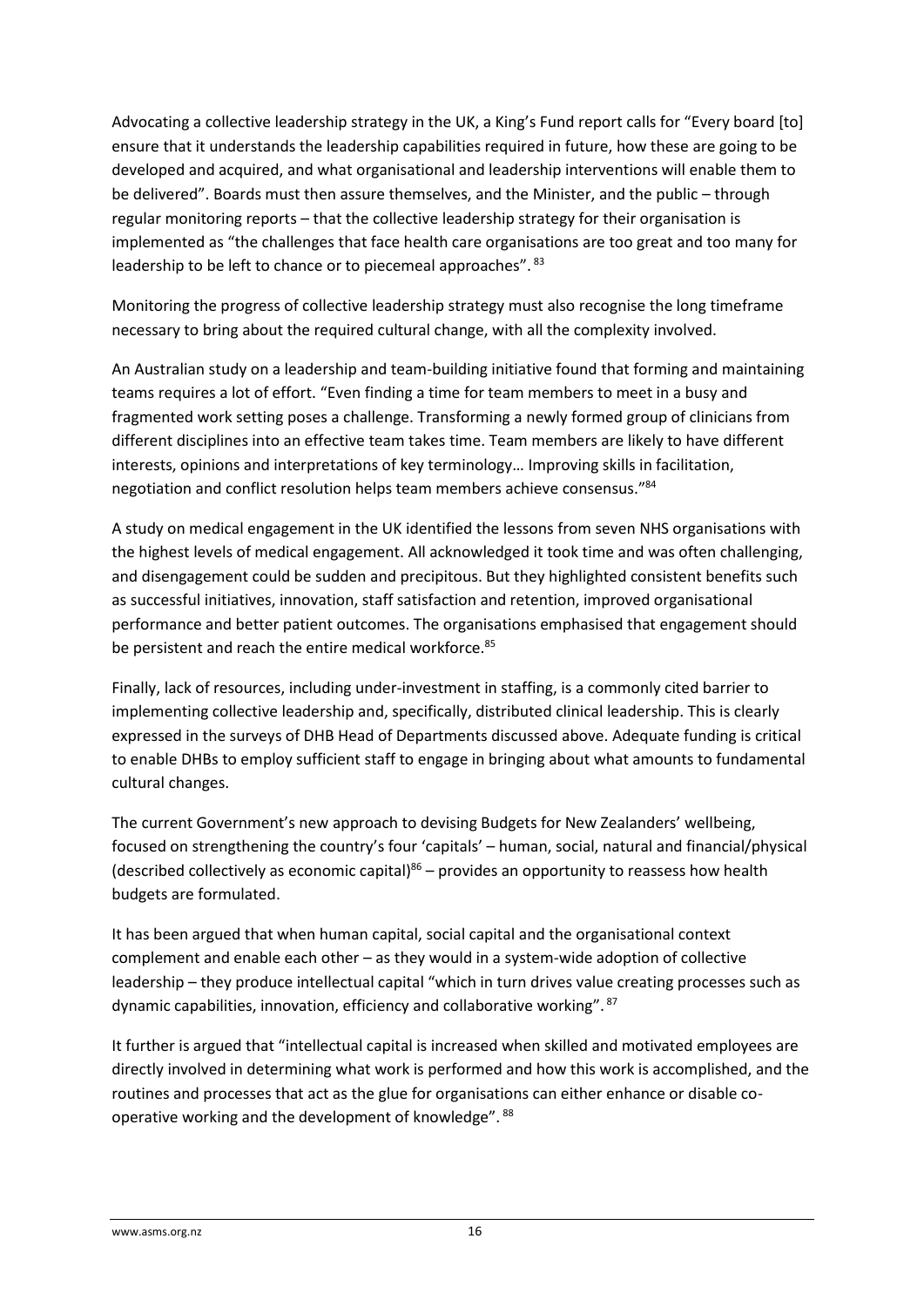Advocating a collective leadership strategy in the UK, a King's Fund report calls for "Every board [to] ensure that it understands the leadership capabilities required in future, how these are going to be developed and acquired, and what organisational and leadership interventions will enable them to be delivered". Boards must then assure themselves, and the Minister, and the public – through regular monitoring reports – that the collective leadership strategy for their organisation is implemented as "the challenges that face health care organisations are too great and too many for leadership to be left to chance or to piecemeal approaches".[83]

Monitoring the progress of collective leadership strategy must also recognise the long timeframe necessary to bring about the required cultural change, with all the complexity involved.

An Australian study on a leadership and team-building initiative found that forming and maintaining teams requires a lot of effort. "Even finding a time for team members to meet in a busy and fragmented work setting poses a challenge. Transforming a newly formed group of clinicians from different disciplines into an effective team takes time. Team members are likely to have different interests, opinions and interpretations of key terminology… Improving skills in facilitation, negotiation and conflict resolution helps team members achieve consensus."[84]

A study on medical engagement in the UK identified the lessons from seven NHS organisations with the highest levels of medical engagement. All acknowledged it took time and was often challenging, and disengagement could be sudden and precipitous. But they highlighted consistent benefits such as successful initiatives, innovation, staff satisfaction and retention, improved organisational performance and better patient outcomes. The organisations emphasised that engagement should be persistent and reach the entire medical workforce.[85]

Finally, lack of resources, including under-investment in staffing, is a commonly cited barrier to implementing collective leadership and, specifically, distributed clinical leadership. This is clearly expressed in the surveys of DHB Head of Departments discussed above. Adequate funding is critical to enable DHBs to employ sufficient staff to engage in bringing about what amounts to fundamental cultural changes.

The current Government's new approach to devising Budgets for New Zealanders' wellbeing, focused on strengthening the country's four 'capitals' – human, social, natural and financial/physical (described collectively as economic capital)[86] – provides an opportunity to reassess how health budgets are formulated.

It has been argued that when human capital, social capital and the organisational context complement and enable each other – as they would in a system-wide adoption of collective leadership – they produce intellectual capital "which in turn drives value creating processes such as dynamic capabilities, innovation, efficiency and collaborative working".[87]

It further is argued that "intellectual capital is increased when skilled and motivated employees are directly involved in determining what work is performed and how this work is accomplished, and the routines and processes that act as the glue for organisations can either enhance or disable co-operative working and the development of knowledge".[88]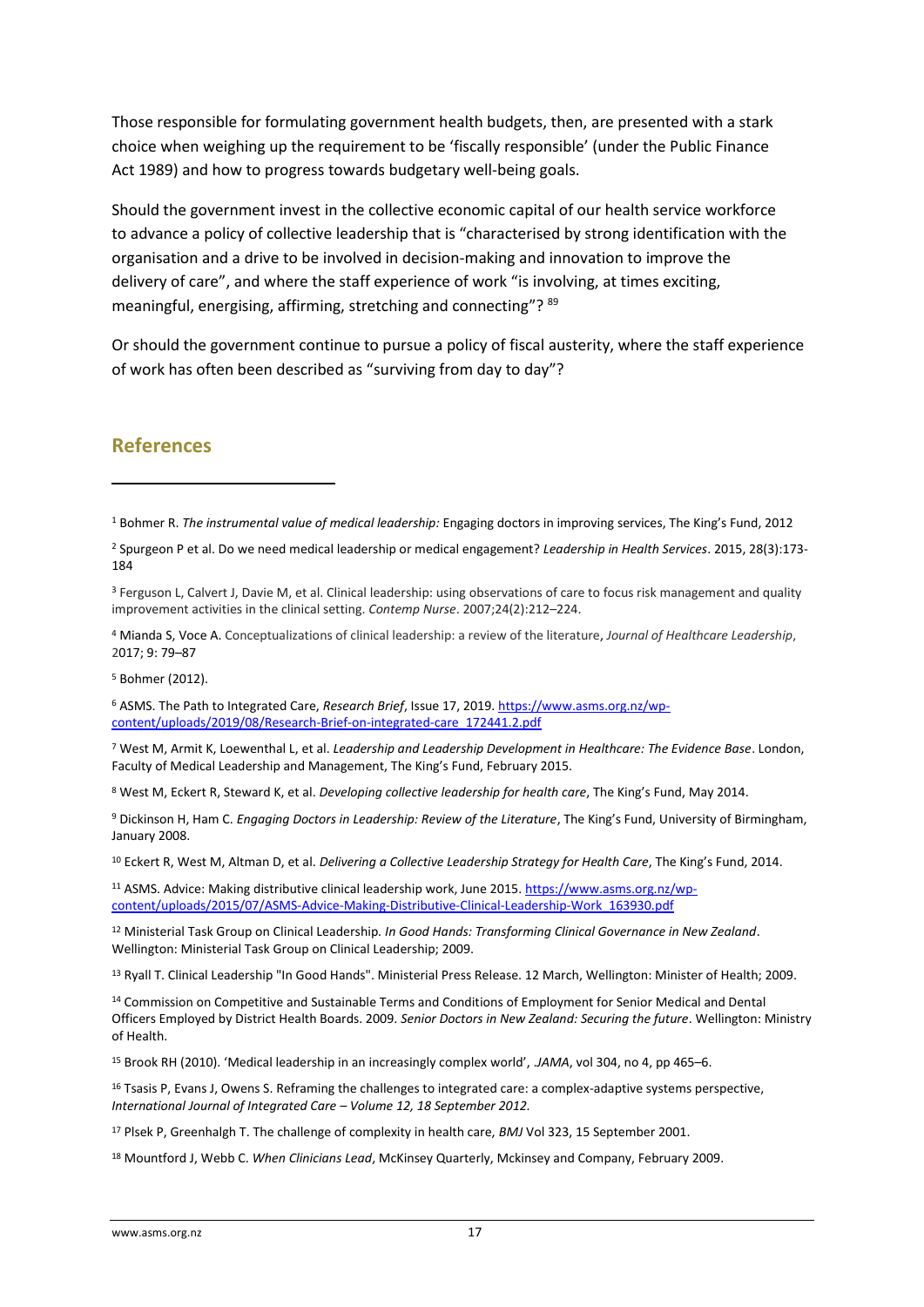Those responsible for formulating government health budgets, then, are presented with a stark choice when weighing up the requirement to be 'fiscally responsible' (under the Public Finance Act 1989) and how to progress towards budgetary well-being goals.

Should the government invest in the collective economic capital of our health service workforce to advance a policy of collective leadership that is "characterised by strong identification with the organisation and a drive to be involved in decision-making and innovation to improve the delivery of care", and where the staff experience of work "is involving, at times exciting, meaningful, energising, affirming, stretching and connecting"? [89]

Or should the government continue to pursue a policy of fiscal austerity, where the staff experience of work has often been described as "surviving from day to day"?

## References

[1] Bohmer R. *The instrumental value of medical leadership:* Engaging doctors in improving services, The King's Fund, 2012

[2] Spurgeon P et al. Do we need medical leadership or medical engagement? *Leadership in Health Services*. 2015, 28(3):173-184

[3] Ferguson L, Calvert J, Davie M, et al. Clinical leadership: using observations of care to focus risk management and quality improvement activities in the clinical setting. *Contemp Nurse*. 2007;24(2):212–224.

[4] Mianda S, Voce A. Conceptualizations of clinical leadership: a review of the literature, *Journal of Healthcare Leadership*, 2017; 9: 79–87

[5] Bohmer (2012).

[6] ASMS. The Path to Integrated Care, *Research Brief*, Issue 17, 2019. https://www.asms.org.nz/wp-content/uploads/2019/08/Research-Brief-on-integrated-care_172441.2.pdf

[7] West M, Armit K, Loewenthal L, et al. *Leadership and Leadership Development in Healthcare: The Evidence Base*. London, Faculty of Medical Leadership and Management, The King's Fund, February 2015.

[8] West M, Eckert R, Steward K, et al. *Developing collective leadership for health care*, The King's Fund, May 2014.

[9] Dickinson H, Ham C. *Engaging Doctors in Leadership: Review of the Literature*, The King's Fund, University of Birmingham, January 2008.

[10] Eckert R, West M, Altman D, et al. *Delivering a Collective Leadership Strategy for Health Care*, The King's Fund, 2014.

[11] ASMS. Advice: Making distributive clinical leadership work, June 2015. https://www.asms.org.nz/wp-content/uploads/2015/07/ASMS-Advice-Making-Distributive-Clinical-Leadership-Work_163930.pdf

[12] Ministerial Task Group on Clinical Leadership. *In Good Hands: Transforming Clinical Governance in New Zealand*. Wellington: Ministerial Task Group on Clinical Leadership; 2009.

[13] Ryall T. Clinical Leadership "In Good Hands". Ministerial Press Release. 12 March, Wellington: Minister of Health; 2009.

[14] Commission on Competitive and Sustainable Terms and Conditions of Employment for Senior Medical and Dental Officers Employed by District Health Boards. 2009. *Senior Doctors in New Zealand: Securing the future*. Wellington: Ministry of Health.

[15] Brook RH (2010). 'Medical leadership in an increasingly complex world', *JAMA*, vol 304, no 4, pp 465–6.

[16] Tsasis P, Evans J, Owens S. Reframing the challenges to integrated care: a complex-adaptive systems perspective, *International Journal of Integrated Care – Volume 12, 18 September 2012.*

[17] Plsek P, Greenhalgh T. The challenge of complexity in health care, *BMJ* Vol 323, 15 September 2001.

[18] Mountford J, Webb C. *When Clinicians Lead*, McKinsey Quarterly, Mckinsey and Company, February 2009.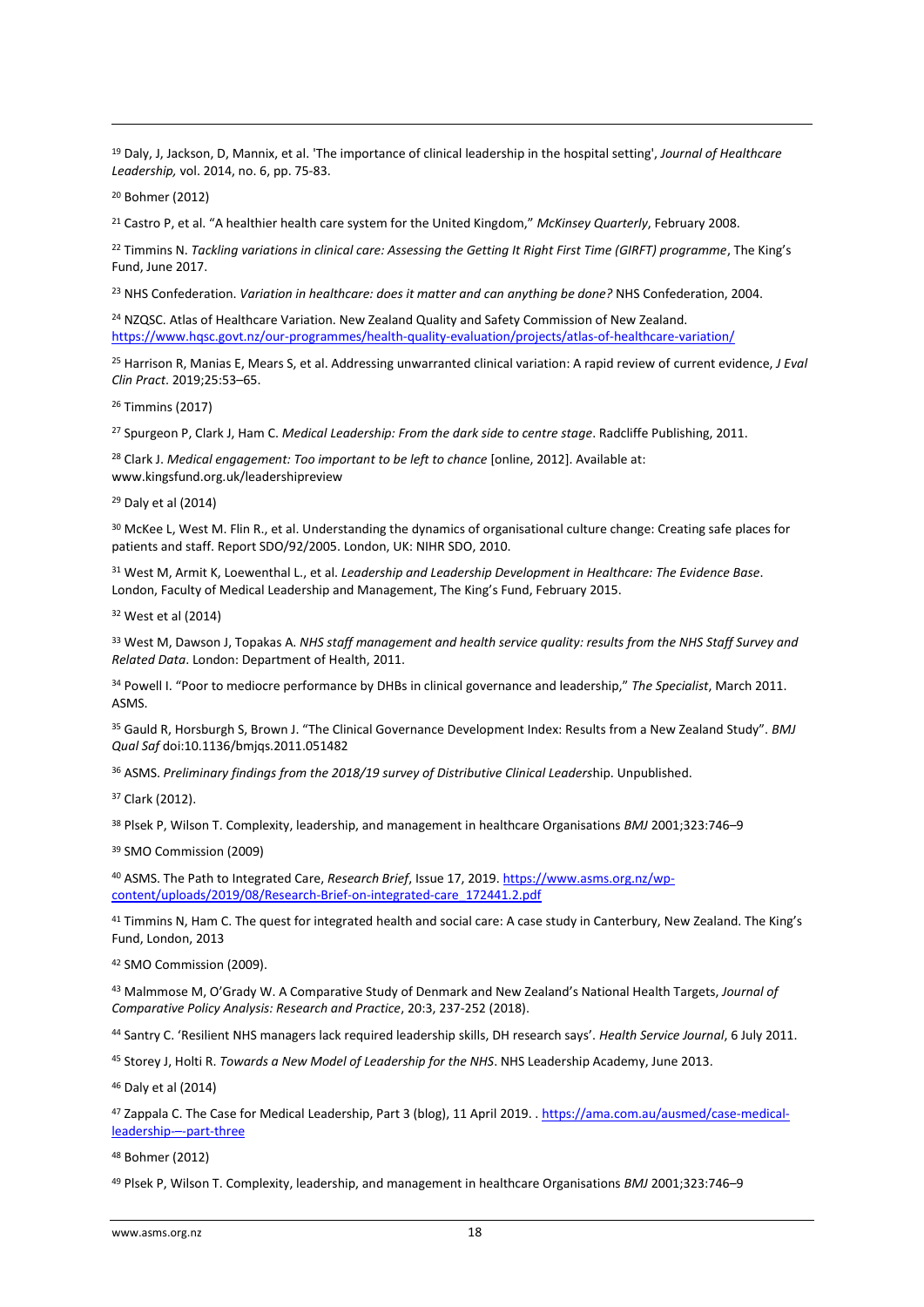[19] Daly, J, Jackson, D, Mannix, et al. 'The importance of clinical leadership in the hospital setting', *Journal of Healthcare Leadership,* vol. 2014, no. 6, pp. 75-83.

[20] Bohmer (2012)

[21] Castro P, et al. "A healthier health care system for the United Kingdom," *McKinsey Quarterly*, February 2008.

[22] Timmins N. *Tackling variations in clinical care: Assessing the Getting It Right First Time (GIRFT) programme*, The King's Fund, June 2017.

[23] NHS Confederation. *Variation in healthcare: does it matter and can anything be done?* NHS Confederation, 2004.

[24] NZQSC. Atlas of Healthcare Variation. New Zealand Quality and Safety Commission of New Zealand. https://www.hqsc.govt.nz/our-programmes/health-quality-evaluation/projects/atlas-of-healthcare-variation/

[25] Harrison R, Manias E, Mears S, et al. Addressing unwarranted clinical variation: A rapid review of current evidence, *J Eval Clin Pract*. 2019;25:53–65.

[26] Timmins (2017)

[27] Spurgeon P, Clark J, Ham C. *Medical Leadership: From the dark side to centre stage*. Radcliffe Publishing, 2011.

[28] Clark J. *Medical engagement: Too important to be left to chance* [online, 2012]. Available at: www.kingsfund.org.uk/leadershipreview

[29] Daly et al (2014)

[30] McKee L, West M. Flin R., et al. Understanding the dynamics of organisational culture change: Creating safe places for patients and staff. Report SDO/92/2005. London, UK: NIHR SDO, 2010.

[31] West M, Armit K, Loewenthal L., et al. *Leadership and Leadership Development in Healthcare: The Evidence Base*. London, Faculty of Medical Leadership and Management, The King's Fund, February 2015.

[32] West et al (2014)

[33] West M, Dawson J, Topakas A. *NHS staff management and health service quality: results from the NHS Staff Survey and Related Data*. London: Department of Health, 2011.

[34] Powell I. "Poor to mediocre performance by DHBs in clinical governance and leadership," *The Specialist*, March 2011. ASMS.

[35] Gauld R, Horsburgh S, Brown J. "The Clinical Governance Development Index: Results from a New Zealand Study". *BMJ Qual Saf* doi:10.1136/bmjqs.2011.051482

[36] ASMS. *Preliminary findings from the 2018/19 survey of Distributive Clinical Leaders*hip. Unpublished.

[37] Clark (2012).

[38] Plsek P, Wilson T. Complexity, leadership, and management in healthcare Organisations *BMJ* 2001;323:746–9

[39] SMO Commission (2009)

[40] ASMS. The Path to Integrated Care, *Research Brief*, Issue 17, 2019. https://www.asms.org.nz/wp-content/uploads/2019/08/Research-Brief-on-integrated-care_172441.2.pdf

[41] Timmins N, Ham C. The quest for integrated health and social care: A case study in Canterbury, New Zealand. The King's Fund, London, 2013

[42] SMO Commission (2009).

[43] Malmmose M, O'Grady W. A Comparative Study of Denmark and New Zealand's National Health Targets, *Journal of Comparative Policy Analysis: Research and Practice*, 20:3, 237-252 (2018).

[44] Santry C. 'Resilient NHS managers lack required leadership skills, DH research says'. *Health Service Journal*, 6 July 2011.

[45] Storey J, Holti R. *Towards a New Model of Leadership for the NHS*. NHS Leadership Academy, June 2013.

[46] Daly et al (2014)

[47] Zappala C. The Case for Medical Leadership, Part 3 (blog), 11 April 2019. . https://ama.com.au/ausmed/case-medical-leadership-—-part-three

[48] Bohmer (2012)

[49] Plsek P, Wilson T. Complexity, leadership, and management in healthcare Organisations *BMJ* 2001;323:746–9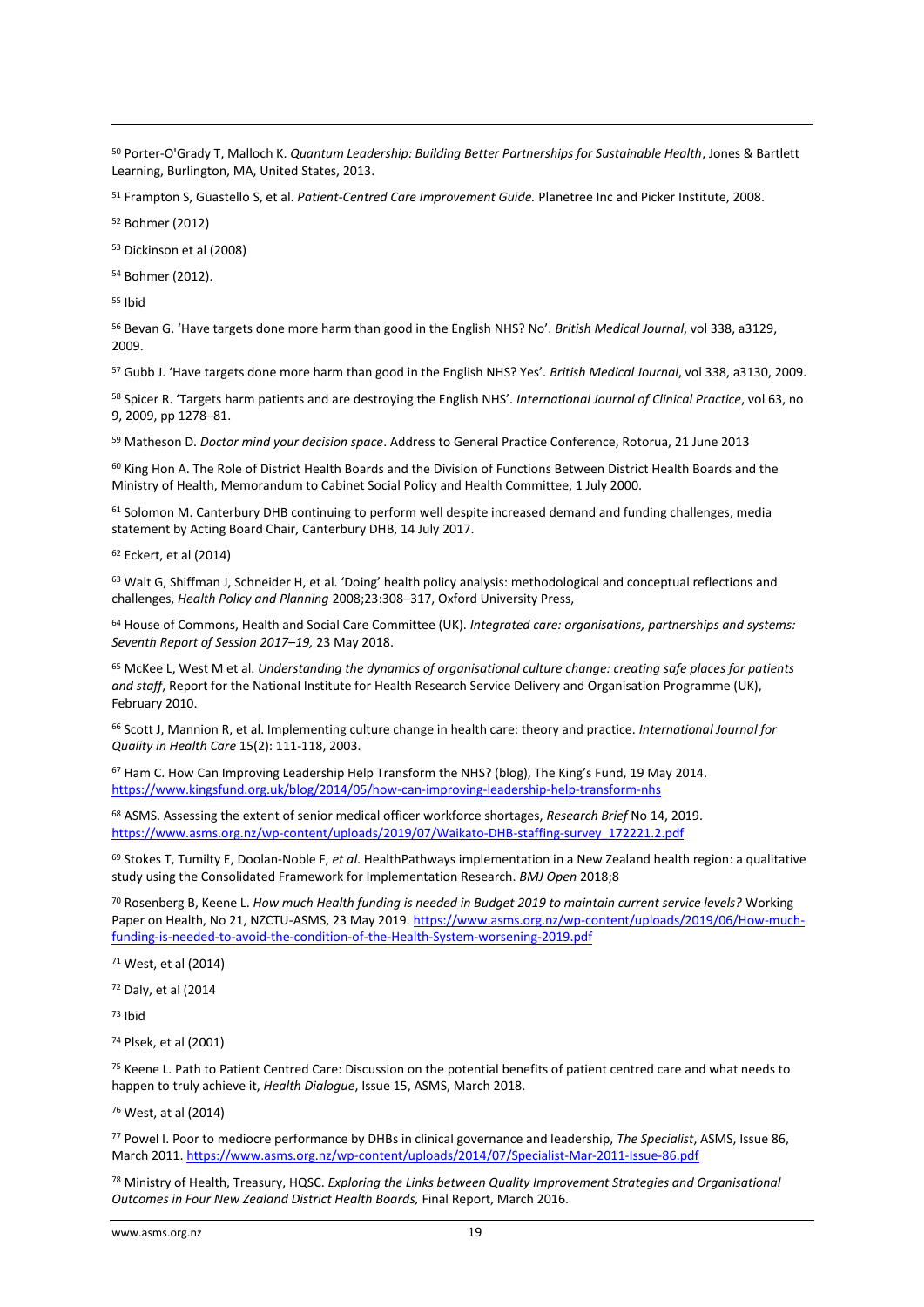[50] Porter-O'Grady T, Malloch K. *Quantum Leadership: Building Better Partnerships for Sustainable Health*, Jones & Bartlett Learning, Burlington, MA, United States, 2013.

[51] Frampton S, Guastello S, et al. *Patient-Centred Care Improvement Guide.* Planetree Inc and Picker Institute, 2008.

[52] Bohmer (2012)

[53] Dickinson et al (2008)

[54] Bohmer (2012).

[55] Ibid

[56] Bevan G. 'Have targets done more harm than good in the English NHS? No'. *British Medical Journal*, vol 338, a3129, 2009.

[57] Gubb J. 'Have targets done more harm than good in the English NHS? Yes'. *British Medical Journal*, vol 338, a3130, 2009.

[58] Spicer R. 'Targets harm patients and are destroying the English NHS'. *International Journal of Clinical Practice*, vol 63, no 9, 2009, pp 1278–81.

[59] Matheson D. *Doctor mind your decision space*. Address to General Practice Conference, Rotorua, 21 June 2013

[60] King Hon A. The Role of District Health Boards and the Division of Functions Between District Health Boards and the Ministry of Health, Memorandum to Cabinet Social Policy and Health Committee, 1 July 2000.

[61] Solomon M. Canterbury DHB continuing to perform well despite increased demand and funding challenges, media statement by Acting Board Chair, Canterbury DHB, 14 July 2017.

[62] Eckert, et al (2014)

[63] Walt G, Shiffman J, Schneider H, et al. 'Doing' health policy analysis: methodological and conceptual reflections and challenges, *Health Policy and Planning* 2008;23:308–317, Oxford University Press,

[64] House of Commons, Health and Social Care Committee (UK). *Integrated care: organisations, partnerships and systems: Seventh Report of Session 2017–19,* 23 May 2018.

[65] McKee L, West M et al. *Understanding the dynamics of organisational culture change: creating safe places for patients and staff*, Report for the National Institute for Health Research Service Delivery and Organisation Programme (UK), February 2010.

[66] Scott J, Mannion R, et al. Implementing culture change in health care: theory and practice. *International Journal for Quality in Health Care* 15(2): 111-118, 2003.

[67] Ham C. How Can Improving Leadership Help Transform the NHS? (blog), The King's Fund, 19 May 2014. https://www.kingsfund.org.uk/blog/2014/05/how-can-improving-leadership-help-transform-nhs

[68] ASMS. Assessing the extent of senior medical officer workforce shortages, *Research Brief* No 14, 2019. https://www.asms.org.nz/wp-content/uploads/2019/07/Waikato-DHB-staffing-survey_172221.2.pdf

[69] Stokes T, Tumilty E, Doolan-Noble F, *et al*. HealthPathways implementation in a New Zealand health region: a qualitative study using the Consolidated Framework for Implementation Research. *BMJ Open* 2018;8

[70] Rosenberg B, Keene L. *How much Health funding is needed in Budget 2019 to maintain current service levels?* Working Paper on Health, No 21, NZCTU-ASMS, 23 May 2019. https://www.asms.org.nz/wp-content/uploads/2019/06/How-much-funding-is-needed-to-avoid-the-condition-of-the-Health-System-worsening-2019.pdf

[71] West, et al (2014)

[72] Daly, et al (2014

[73] Ibid

[74] Plsek, et al (2001)

[75] Keene L. Path to Patient Centred Care: Discussion on the potential benefits of patient centred care and what needs to happen to truly achieve it, *Health Dialogue*, Issue 15, ASMS, March 2018.

[76] West, at al (2014)

[77] Powel I. Poor to mediocre performance by DHBs in clinical governance and leadership, *The Specialist*, ASMS, Issue 86, March 2011. https://www.asms.org.nz/wp-content/uploads/2014/07/Specialist-Mar-2011-Issue-86.pdf

[78] Ministry of Health, Treasury, HQSC. *Exploring the Links between Quality Improvement Strategies and Organisational Outcomes in Four New Zealand District Health Boards,* Final Report, March 2016.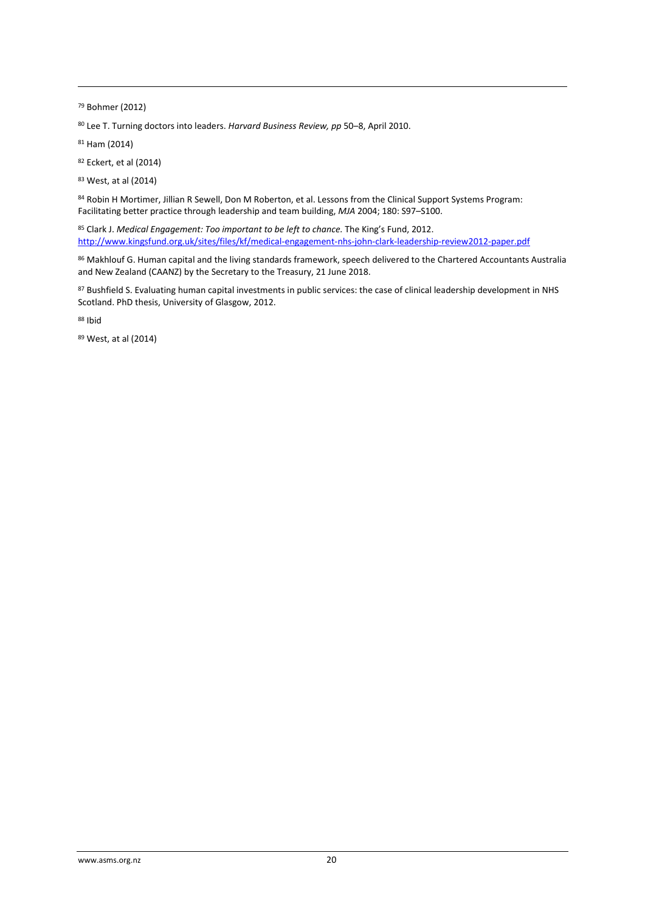[79] Bohmer (2012)

[80] Lee T. Turning doctors into leaders. *Harvard Business Review, pp* 50–8, April 2010.

[81] Ham (2014)

[82] Eckert, et al (2014)

[83] West, at al (2014)

[84] Robin H Mortimer, Jillian R Sewell, Don M Roberton, et al. Lessons from the Clinical Support Systems Program: Facilitating better practice through leadership and team building, *MJA* 2004; 180: S97–S100.

[85] Clark J. *Medical Engagement: Too important to be left to chance.* The King's Fund, 2012. http://www.kingsfund.org.uk/sites/files/kf/medical-engagement-nhs-john-clark-leadership-review2012-paper.pdf

[86] Makhlouf G. Human capital and the living standards framework, speech delivered to the Chartered Accountants Australia and New Zealand (CAANZ) by the Secretary to the Treasury, 21 June 2018.

[87] Bushfield S. Evaluating human capital investments in public services: the case of clinical leadership development in NHS Scotland. PhD thesis, University of Glasgow, 2012.

[88] Ibid

[89] West, at al (2014)